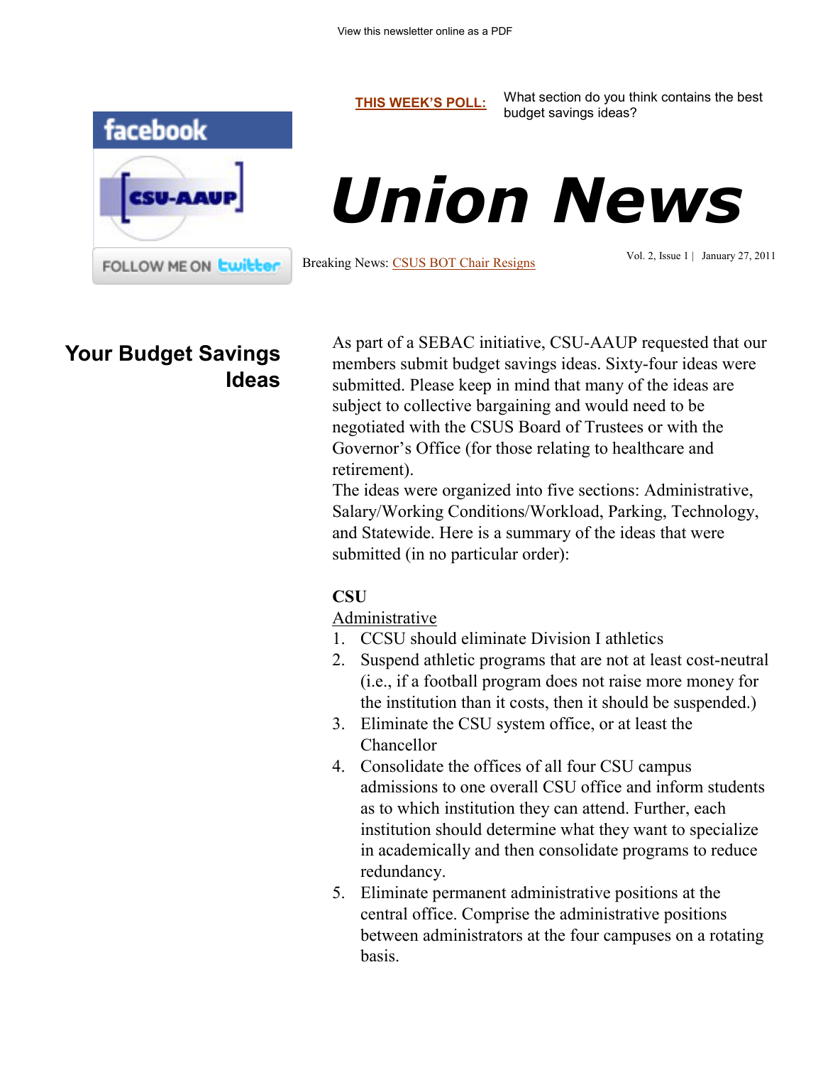View this newsletter online as a PDF

**THIS WEEK'S POLL:** What section do you think contains the best budget savings ideas?

facebook

CSU-AAUP

FOLLOW ME ON twitter

# Union News

Breaking News: CSUS BOT Chair Resigns

Vol. 2, Issue 1 | January 27, 2011

## Your Budget Savings Ideas

As part of a SEBAC initiative, CSU-AAUP requested that our members submit budget savings ideas. Sixty-four ideas were submitted. Please keep in mind that many of the ideas are subject to collective bargaining and would need to be negotiated with the CSUS Board of Trustees or with the Governor's Office (for those relating to healthcare and retirement).

The ideas were organized into five sections: Administrative, Salary/Working Conditions/Workload, Parking, Technology, and Statewide. Here is a summary of the ideas that were submitted (in no particular order):

**CSU**

Administrative

1. CCSU should eliminate Division I athletics
2. Suspend athletic programs that are not at least cost-neutral (i.e., if a football program does not raise more money for the institution than it costs, then it should be suspended.)
3. Eliminate the CSU system office, or at least the Chancellor
4. Consolidate the offices of all four CSU campus admissions to one overall CSU office and inform students as to which institution they can attend. Further, each institution should determine what they want to specialize in academically and then consolidate programs to reduce redundancy.
5. Eliminate permanent administrative positions at the central office. Comprise the administrative positions between administrators at the four campuses on a rotating basis.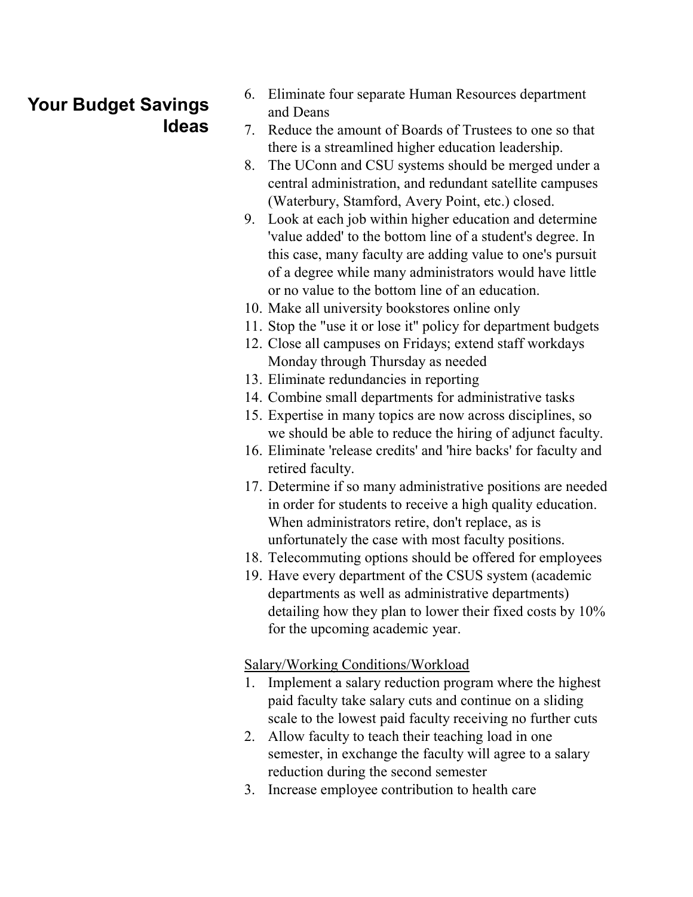## Your Budget Savings Ideas

6. Eliminate four separate Human Resources department and Deans
7. Reduce the amount of Boards of Trustees to one so that there is a streamlined higher education leadership.
8. The UConn and CSU systems should be merged under a central administration, and redundant satellite campuses (Waterbury, Stamford, Avery Point, etc.) closed.
9. Look at each job within higher education and determine 'value added' to the bottom line of a student's degree. In this case, many faculty are adding value to one's pursuit of a degree while many administrators would have little or no value to the bottom line of an education.
10. Make all university bookstores online only
11. Stop the "use it or lose it" policy for department budgets
12. Close all campuses on Fridays; extend staff workdays Monday through Thursday as needed
13. Eliminate redundancies in reporting
14. Combine small departments for administrative tasks
15. Expertise in many topics are now across disciplines, so we should be able to reduce the hiring of adjunct faculty.
16. Eliminate 'release credits' and 'hire backs' for faculty and retired faculty.
17. Determine if so many administrative positions are needed in order for students to receive a high quality education. When administrators retire, don't replace, as is unfortunately the case with most faculty positions.
18. Telecommuting options should be offered for employees
19. Have every department of the CSUS system (academic departments as well as administrative departments) detailing how they plan to lower their fixed costs by 10% for the upcoming academic year.

<u>Salary/Working Conditions/Workload</u>

1. Implement a salary reduction program where the highest paid faculty take salary cuts and continue on a sliding scale to the lowest paid faculty receiving no further cuts
2. Allow faculty to teach their teaching load in one semester, in exchange the faculty will agree to a salary reduction during the second semester
3. Increase employee contribution to health care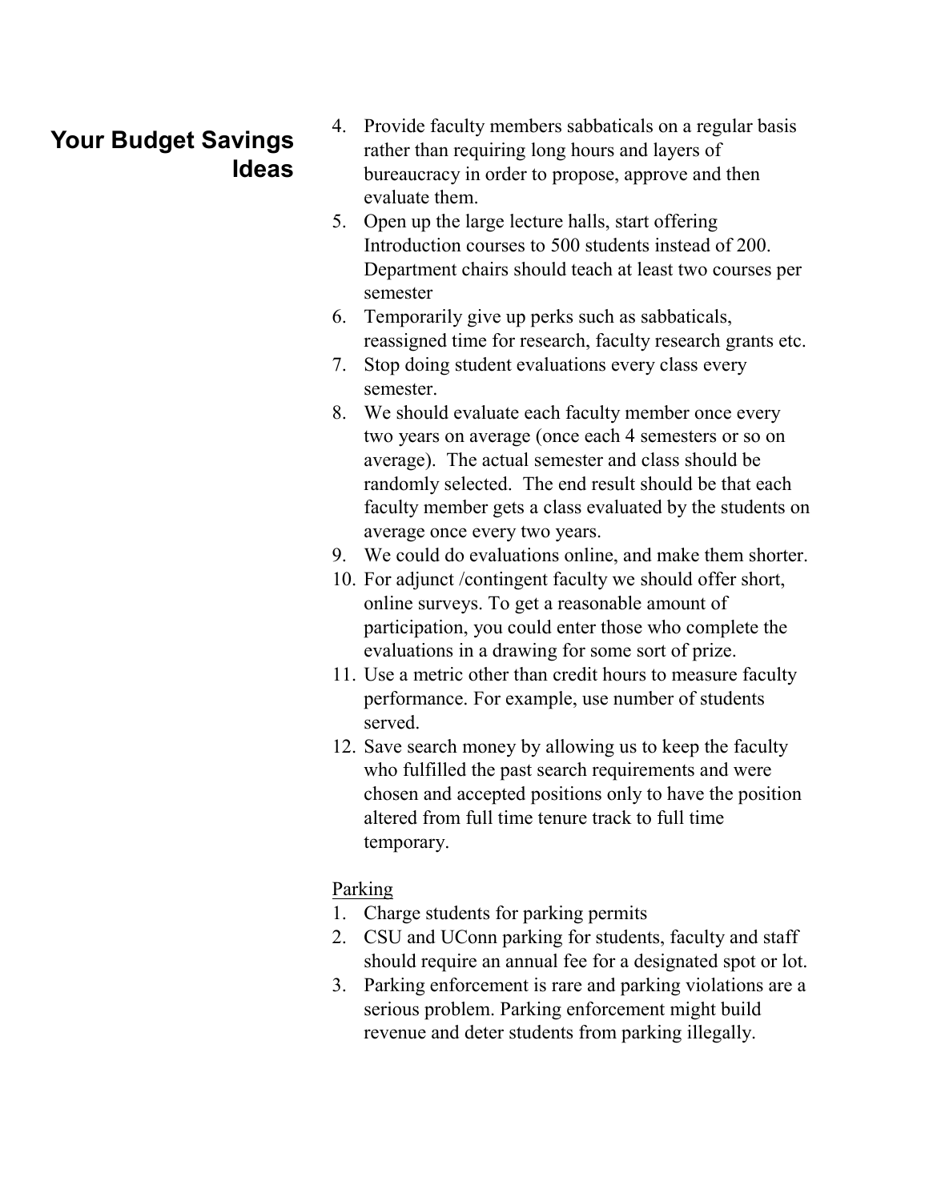## Your Budget Savings Ideas

4. Provide faculty members sabbaticals on a regular basis rather than requiring long hours and layers of bureaucracy in order to propose, approve and then evaluate them.
5. Open up the large lecture halls, start offering Introduction courses to 500 students instead of 200. Department chairs should teach at least two courses per semester
6. Temporarily give up perks such as sabbaticals, reassigned time for research, faculty research grants etc.
7. Stop doing student evaluations every class every semester.
8. We should evaluate each faculty member once every two years on average (once each 4 semesters or so on average). The actual semester and class should be randomly selected. The end result should be that each faculty member gets a class evaluated by the students on average once every two years.
9. We could do evaluations online, and make them shorter.
10. For adjunct /contingent faculty we should offer short, online surveys. To get a reasonable amount of participation, you could enter those who complete the evaluations in a drawing for some sort of prize.
11. Use a metric other than credit hours to measure faculty performance. For example, use number of students served.
12. Save search money by allowing us to keep the faculty who fulfilled the past search requirements and were chosen and accepted positions only to have the position altered from full time tenure track to full time temporary.

<u>Parking</u>

1. Charge students for parking permits
2. CSU and UConn parking for students, faculty and staff should require an annual fee for a designated spot or lot.
3. Parking enforcement is rare and parking violations are a serious problem. Parking enforcement might build revenue and deter students from parking illegally.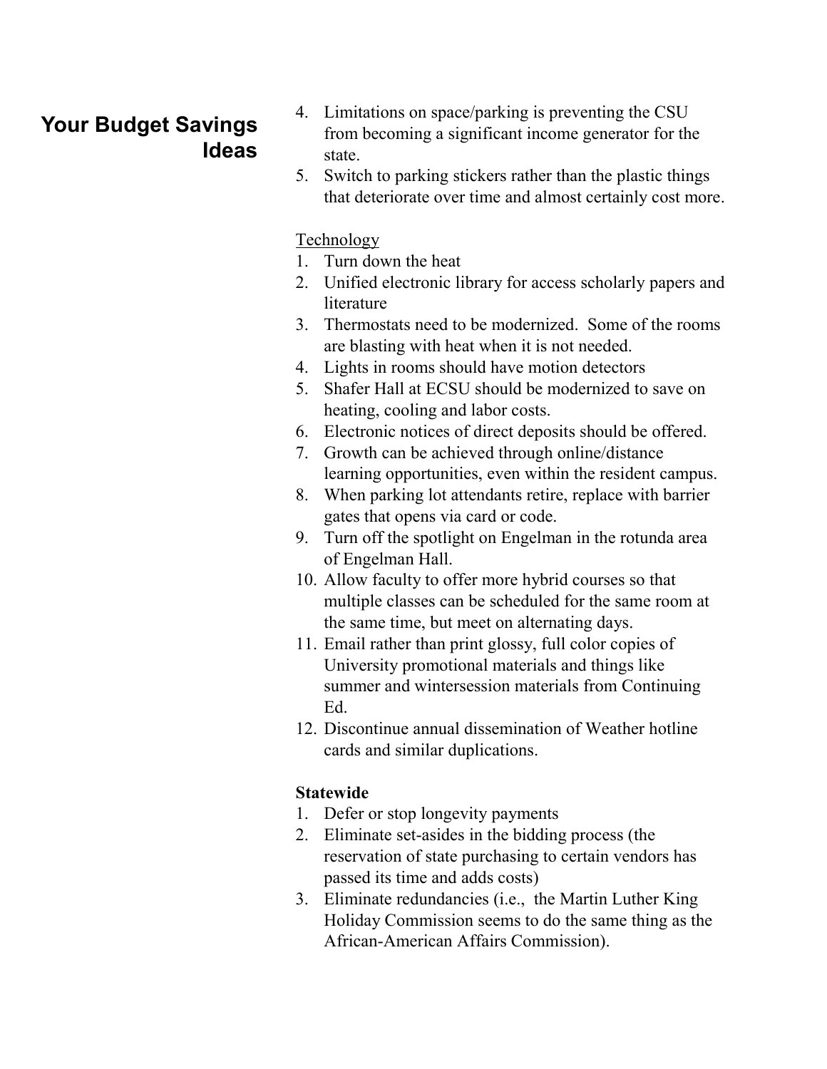## Your Budget Savings Ideas

4. Limitations on space/parking is preventing the CSU from becoming a significant income generator for the state.
5. Switch to parking stickers rather than the plastic things that deteriorate over time and almost certainly cost more.

<u>Technology</u>

1. Turn down the heat
2. Unified electronic library for access scholarly papers and literature
3. Thermostats need to be modernized. Some of the rooms are blasting with heat when it is not needed.
4. Lights in rooms should have motion detectors
5. Shafer Hall at ECSU should be modernized to save on heating, cooling and labor costs.
6. Electronic notices of direct deposits should be offered.
7. Growth can be achieved through online/distance learning opportunities, even within the resident campus.
8. When parking lot attendants retire, replace with barrier gates that opens via card or code.
9. Turn off the spotlight on Engelman in the rotunda area of Engelman Hall.
10. Allow faculty to offer more hybrid courses so that multiple classes can be scheduled for the same room at the same time, but meet on alternating days.
11. Email rather than print glossy, full color copies of University promotional materials and things like summer and wintersession materials from Continuing Ed.
12. Discontinue annual dissemination of Weather hotline cards and similar duplications.

**Statewide**

1. Defer or stop longevity payments
2. Eliminate set-asides in the bidding process (the reservation of state purchasing to certain vendors has passed its time and adds costs)
3. Eliminate redundancies (i.e., the Martin Luther King Holiday Commission seems to do the same thing as the African-American Affairs Commission).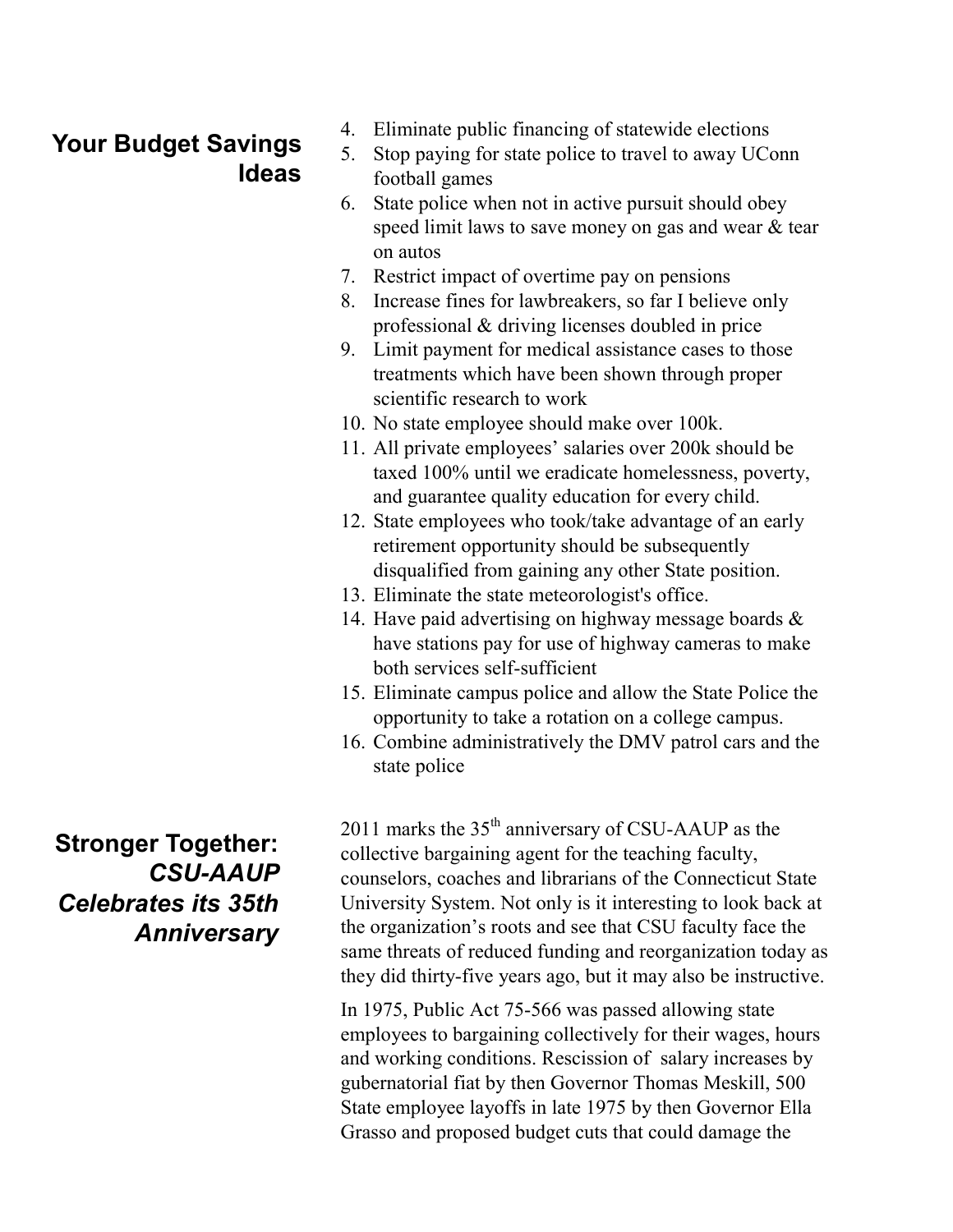## Your Budget Savings Ideas

4. Eliminate public financing of statewide elections
5. Stop paying for state police to travel to away UConn football games
6. State police when not in active pursuit should obey speed limit laws to save money on gas and wear & tear on autos
7. Restrict impact of overtime pay on pensions
8. Increase fines for lawbreakers, so far I believe only professional & driving licenses doubled in price
9. Limit payment for medical assistance cases to those treatments which have been shown through proper scientific research to work
10. No state employee should make over 100k.
11. All private employees' salaries over 200k should be taxed 100% until we eradicate homelessness, poverty, and guarantee quality education for every child.
12. State employees who took/take advantage of an early retirement opportunity should be subsequently disqualified from gaining any other State position.
13. Eliminate the state meteorologist's office.
14. Have paid advertising on highway message boards & have stations pay for use of highway cameras to make both services self-sufficient
15. Eliminate campus police and allow the State Police the opportunity to take a rotation on a college campus.
16. Combine administratively the DMV patrol cars and the state police

## Stronger Together: *CSU-AAUP Celebrates its 35th Anniversary*

2011 marks the 35th anniversary of CSU-AAUP as the collective bargaining agent for the teaching faculty, counselors, coaches and librarians of the Connecticut State University System. Not only is it interesting to look back at the organization's roots and see that CSU faculty face the same threats of reduced funding and reorganization today as they did thirty-five years ago, but it may also be instructive.

In 1975, Public Act 75-566 was passed allowing state employees to bargaining collectively for their wages, hours and working conditions. Rescission of salary increases by gubernatorial fiat by then Governor Thomas Meskill, 500 State employee layoffs in late 1975 by then Governor Ella Grasso and proposed budget cuts that could damage the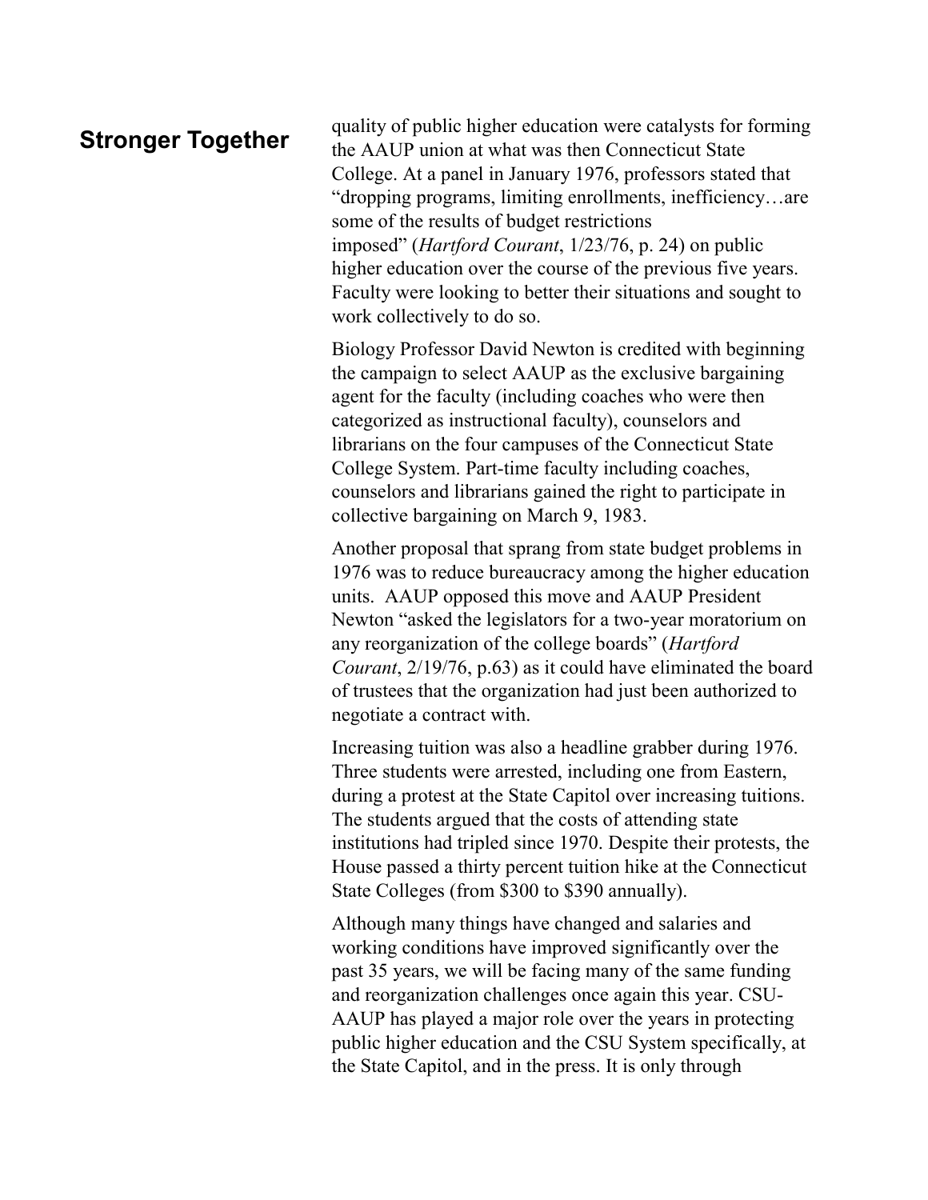quality of public higher education were catalysts for forming the AAUP union at what was then Connecticut State College. At a panel in January 1976, professors stated that "dropping programs, limiting enrollments, inefficiency…are some of the results of budget restrictions imposed" (*Hartford Courant*, 1/23/76, p. 24) on public higher education over the course of the previous five years. Faculty were looking to better their situations and sought to work collectively to do so.

Biology Professor David Newton is credited with beginning the campaign to select AAUP as the exclusive bargaining agent for the faculty (including coaches who were then categorized as instructional faculty), counselors and librarians on the four campuses of the Connecticut State College System. Part-time faculty including coaches, counselors and librarians gained the right to participate in collective bargaining on March 9, 1983.

Another proposal that sprang from state budget problems in 1976 was to reduce bureaucracy among the higher education units. AAUP opposed this move and AAUP President Newton "asked the legislators for a two-year moratorium on any reorganization of the college boards" (*Hartford Courant*, 2/19/76, p.63) as it could have eliminated the board of trustees that the organization had just been authorized to negotiate a contract with.

Increasing tuition was also a headline grabber during 1976. Three students were arrested, including one from Eastern, during a protest at the State Capitol over increasing tuitions. The students argued that the costs of attending state institutions had tripled since 1970. Despite their protests, the House passed a thirty percent tuition hike at the Connecticut State Colleges (from $300 to $390 annually).

Although many things have changed and salaries and working conditions have improved significantly over the past 35 years, we will be facing many of the same funding and reorganization challenges once again this year. CSU-AAUP has played a major role over the years in protecting public higher education and the CSU System specifically, at the State Capitol, and in the press. It is only through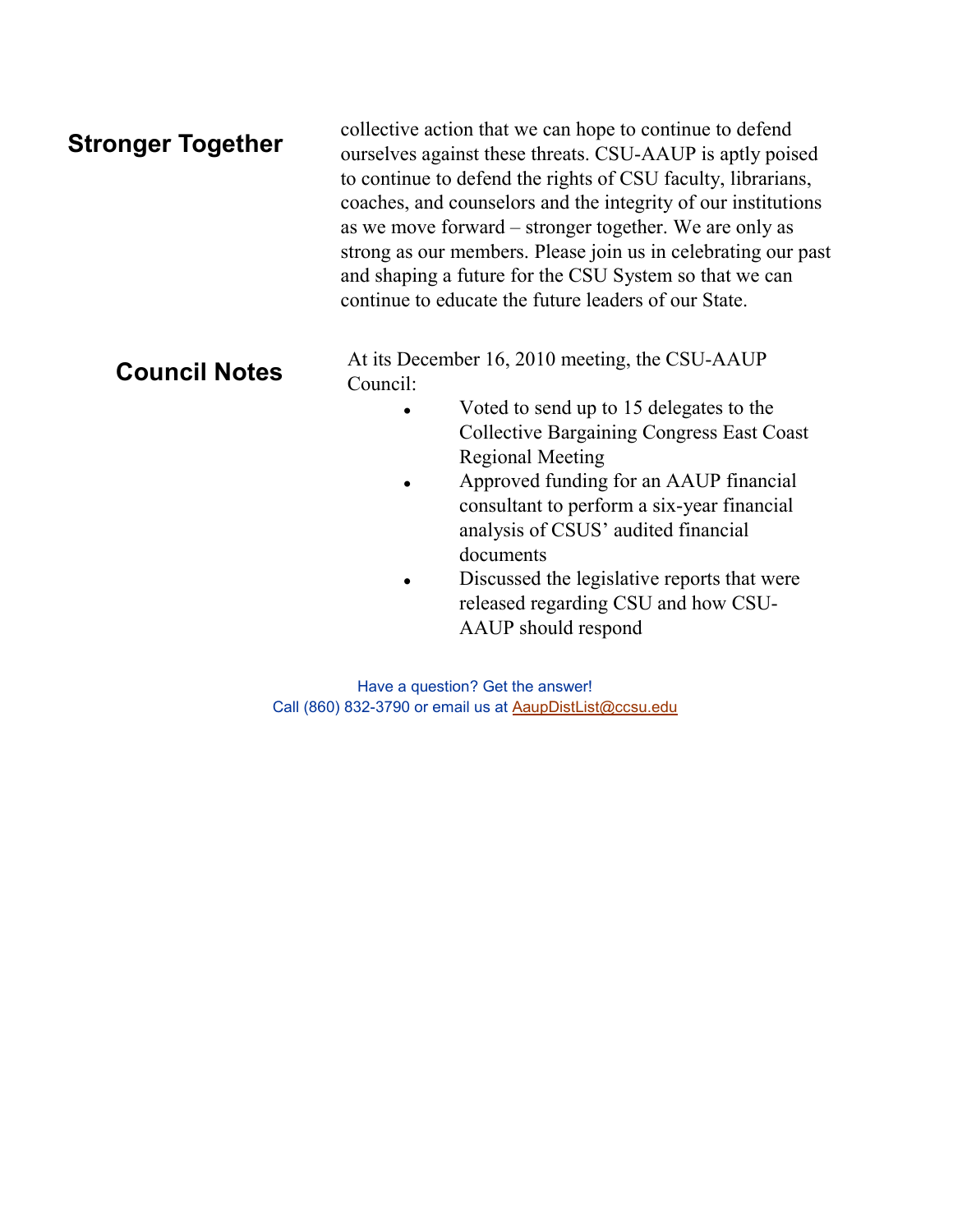## Stronger Together

collective action that we can hope to continue to defend ourselves against these threats. CSU-AAUP is aptly poised to continue to defend the rights of CSU faculty, librarians, coaches, and counselors and the integrity of our institutions as we move forward – stronger together. We are only as strong as our members. Please join us in celebrating our past and shaping a future for the CSU System so that we can continue to educate the future leaders of our State.

## Council Notes

At its December 16, 2010 meeting, the CSU-AAUP Council:

- Voted to send up to 15 delegates to the Collective Bargaining Congress East Coast Regional Meeting
- Approved funding for an AAUP financial consultant to perform a six-year financial analysis of CSUS' audited financial documents
- Discussed the legislative reports that were released regarding CSU and how CSU-AAUP should respond

Have a question? Get the answer!
Call (860) 832-3790 or email us at AaupDistList@ccsu.edu